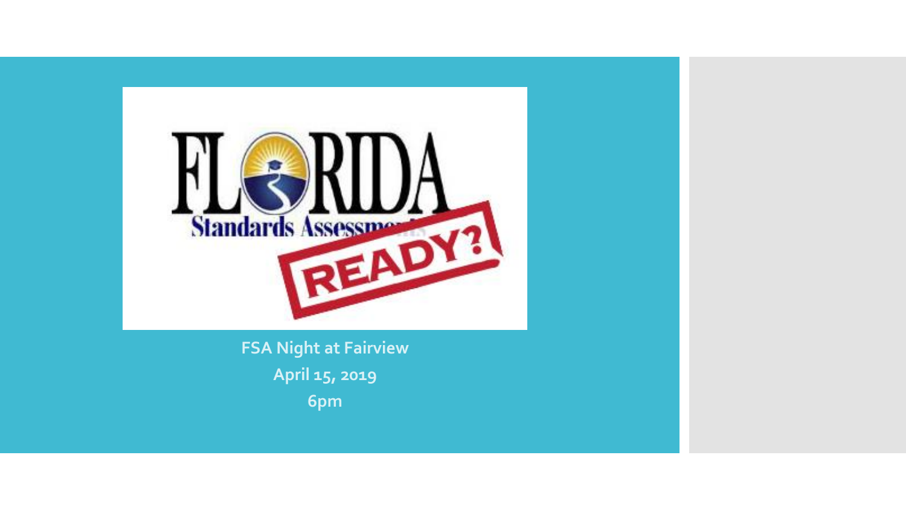FSA Night at Fairview

April 15, 2019

6pm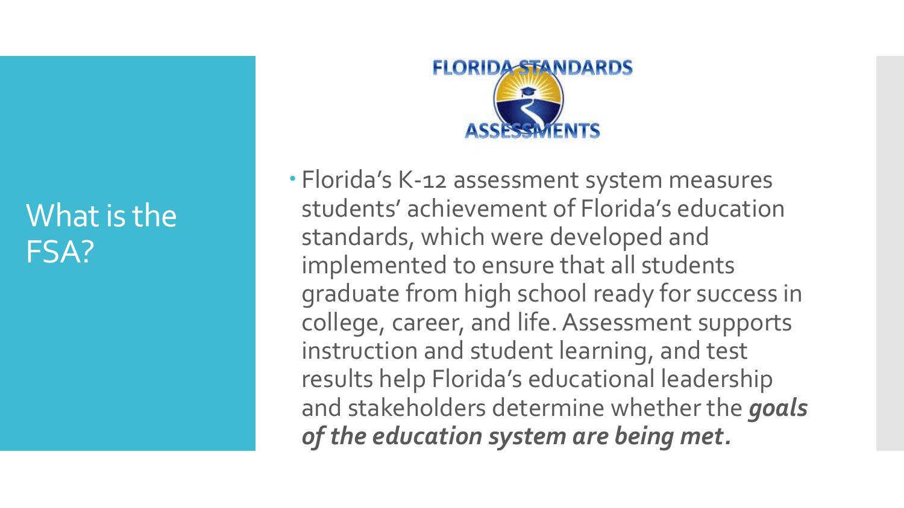# What is the FSA?

FLORIDA STANDARDS ASSESSMENTS

- Florida's K-12 assessment system measures students' achievement of Florida's education standards, which were developed and implemented to ensure that all students graduate from high school ready for success in college, career, and life. Assessment supports instruction and student learning, and test results help Florida's educational leadership and stakeholders determine whether the ***goals of the education system are being met.***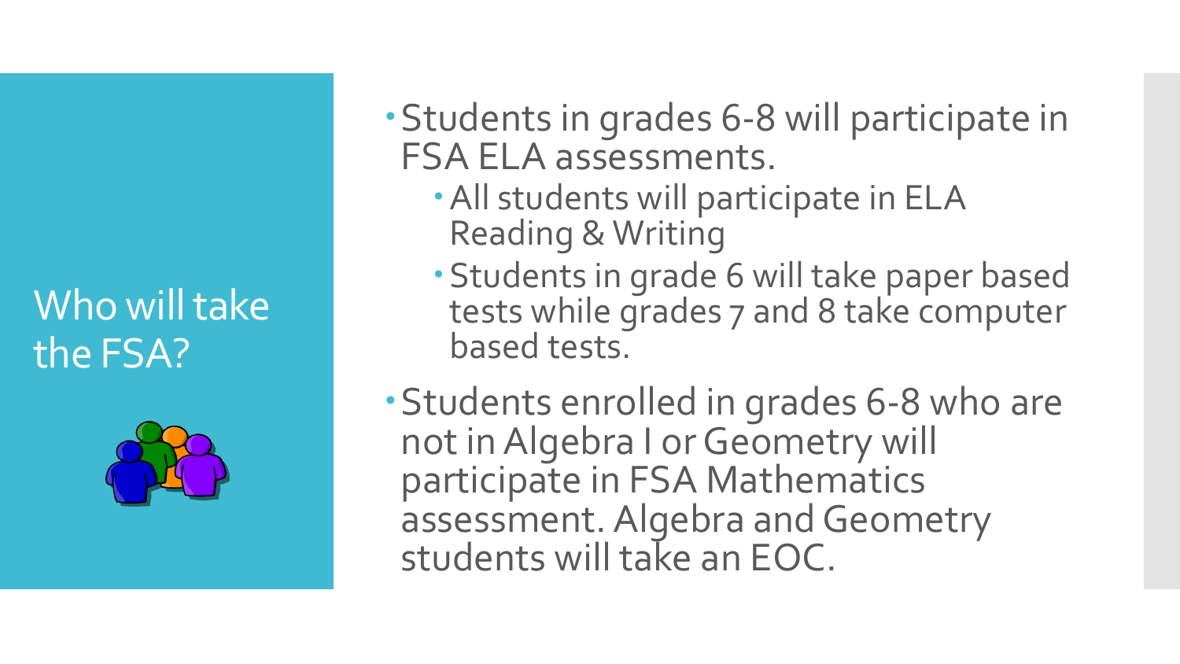# Who will take the FSA?

- Students in grades 6-8 will participate in FSA ELA assessments.
  - All students will participate in ELA Reading & Writing
  - Students in grade 6 will take paper based tests while grades 7 and 8 take computer based tests.
- Students enrolled in grades 6-8 who are not in Algebra I or Geometry will participate in FSA Mathematics assessment. Algebra and Geometry students will take an EOC.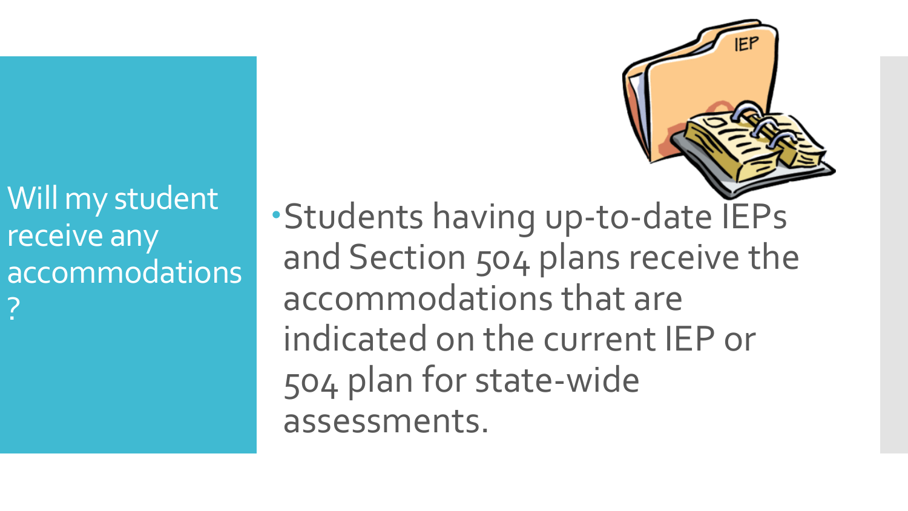## Will my student receive any accommodations?

- Students having up-to-date IEPs and Section 504 plans receive the accommodations that are indicated on the current IEP or 504 plan for state-wide assessments.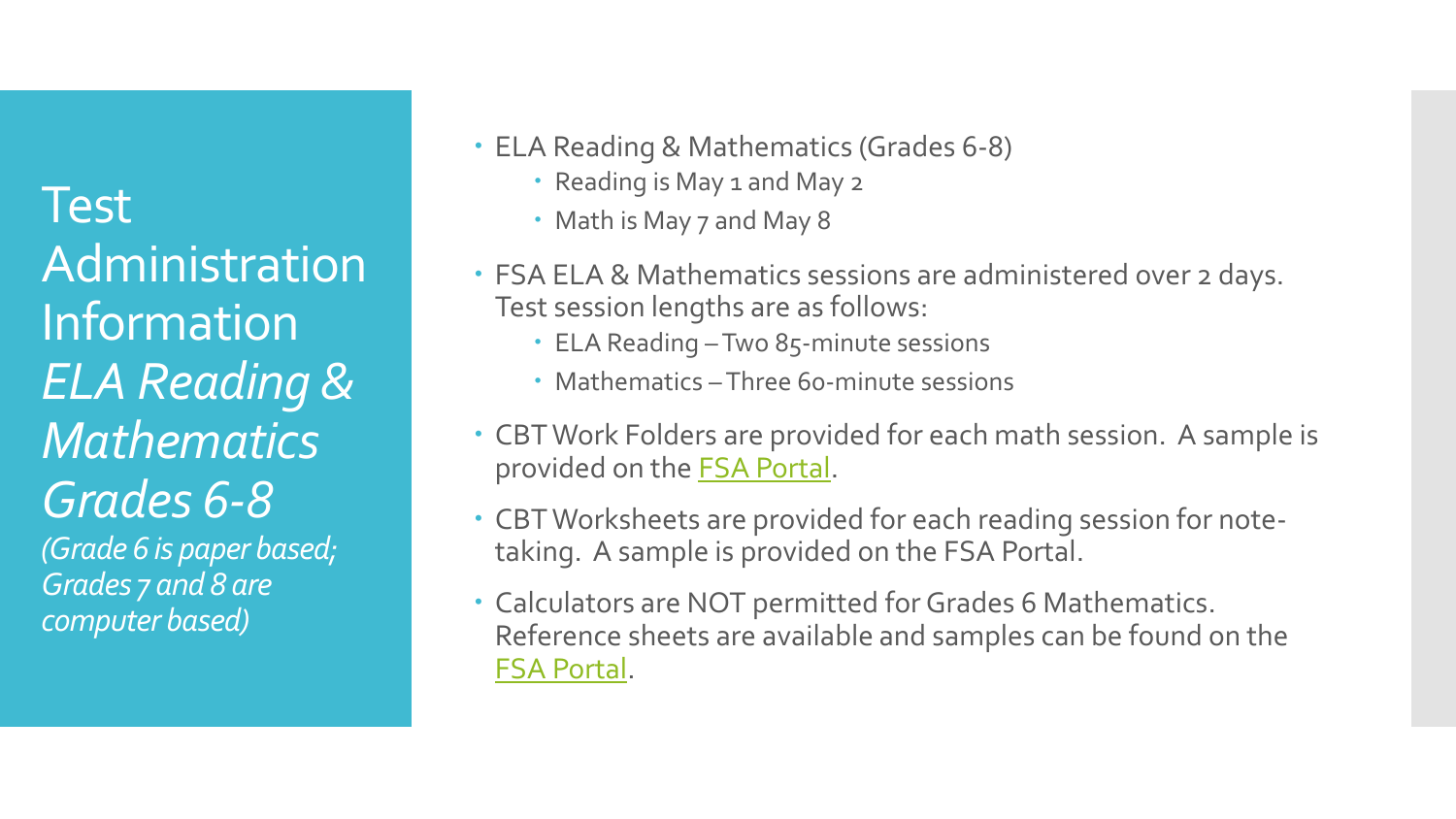# Test Administration Information *ELA Reading & Mathematics Grades 6-8*

*(Grade 6 is paper based; Grades 7 and 8 are computer based)*

- ELA Reading & Mathematics (Grades 6-8)
  - Reading is May 1 and May 2
  - Math is May 7 and May 8
- FSA ELA & Mathematics sessions are administered over 2 days. Test session lengths are as follows:
  - ELA Reading – Two 85-minute sessions
  - Mathematics – Three 60-minute sessions
- CBT Work Folders are provided for each math session. A sample is provided on the FSA Portal.
- CBT Worksheets are provided for each reading session for note-taking. A sample is provided on the FSA Portal.
- Calculators are NOT permitted for Grades 6 Mathematics. Reference sheets are available and samples can be found on the FSA Portal.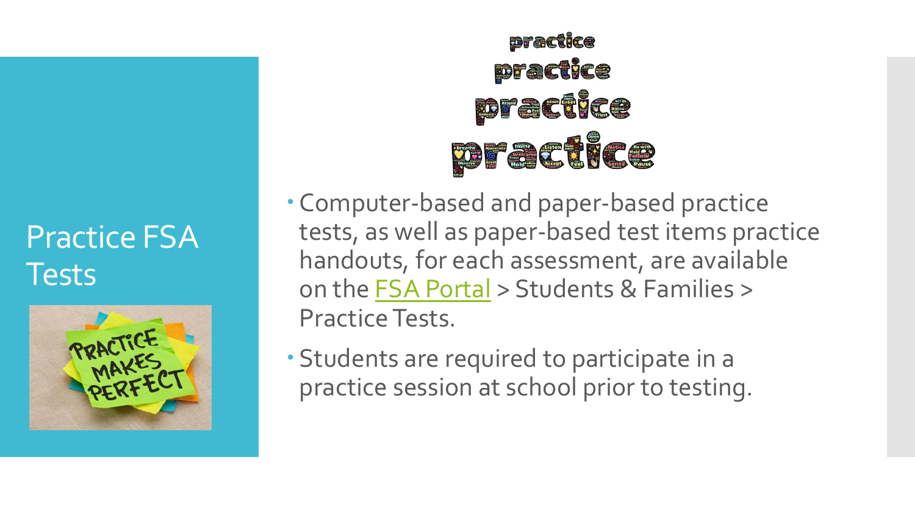# Practice FSA Tests

- Computer-based and paper-based practice tests, as well as paper-based test items practice handouts, for each assessment, are available on the FSA Portal > Students & Families > Practice Tests.
- Students are required to participate in a practice session at school prior to testing.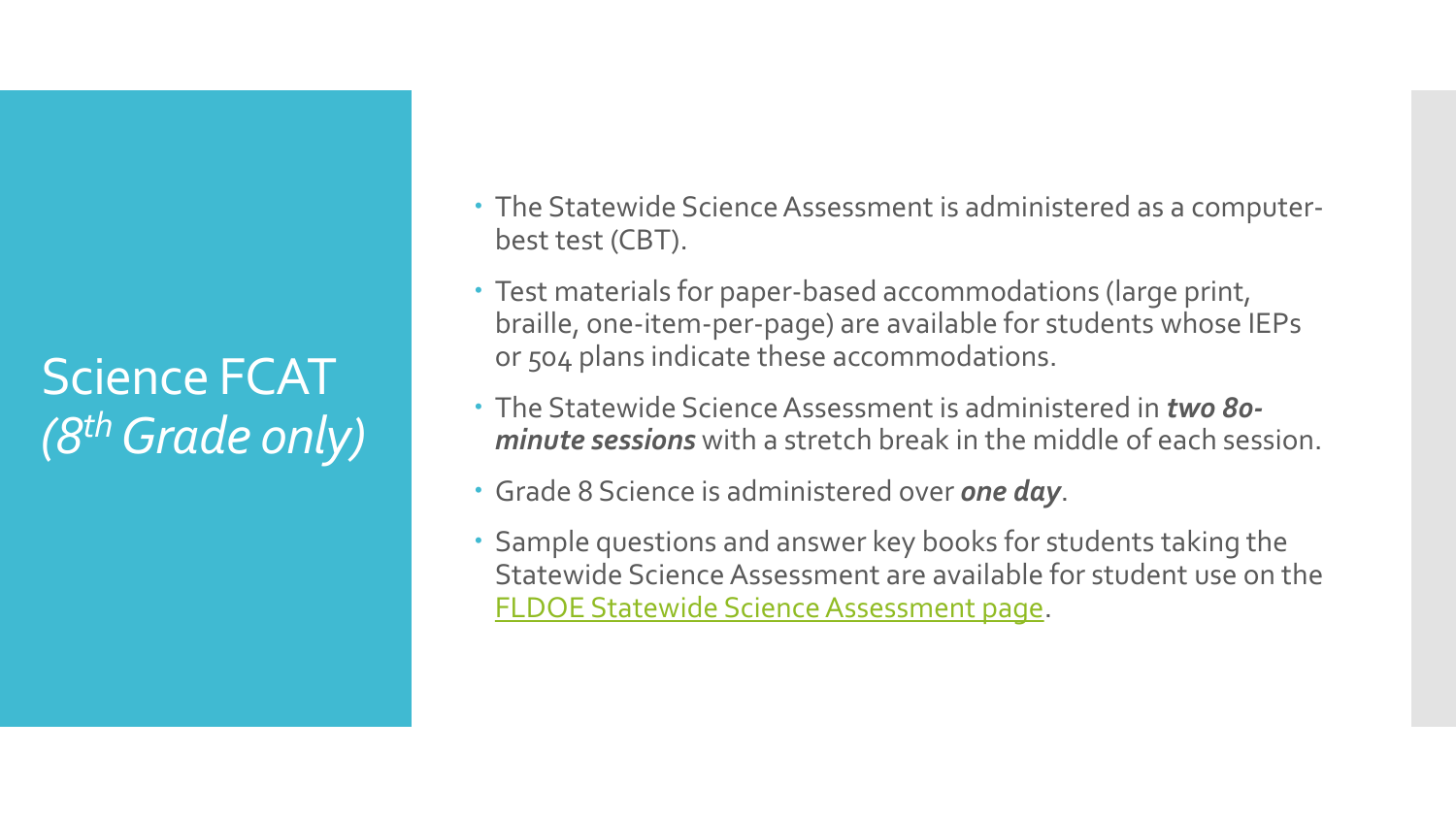# Science FCAT *(8th Grade only)*

- The Statewide Science Assessment is administered as a computer-best test (CBT).
- Test materials for paper-based accommodations (large print, braille, one-item-per-page) are available for students whose IEPs or 504 plans indicate these accommodations.
- The Statewide Science Assessment is administered in ***two 80-minute sessions*** with a stretch break in the middle of each session.
- Grade 8 Science is administered over ***one day***.
- Sample questions and answer key books for students taking the Statewide Science Assessment are available for student use on the FLDOE Statewide Science Assessment page.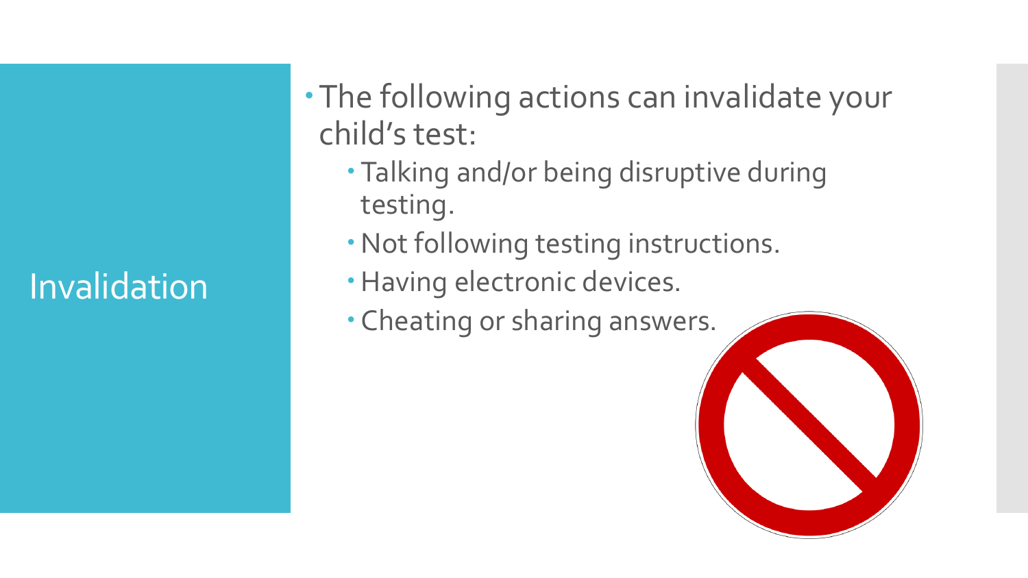# Invalidation

- The following actions can invalidate your child's test:
  - Talking and/or being disruptive during testing.
  - Not following testing instructions.
  - Having electronic devices.
  - Cheating or sharing answers.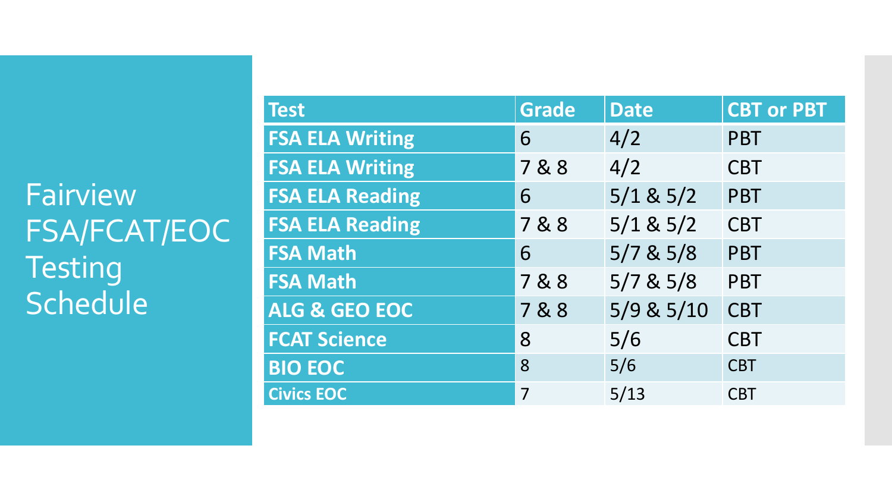# Fairview FSA/FCAT/EOC Testing Schedule

| Test | Grade | Date | CBT or PBT |
|---|---|---|---|
| **FSA ELA Writing** | 6 | 4/2 | PBT |
| **FSA ELA Writing** | 7 & 8 | 4/2 | CBT |
| **FSA ELA Reading** | 6 | 5/1 & 5/2 | PBT |
| **FSA ELA Reading** | 7 & 8 | 5/1 & 5/2 | CBT |
| **FSA Math** | 6 | 5/7 & 5/8 | PBT |
| **FSA Math** | 7 & 8 | 5/7 & 5/8 | PBT |
| **ALG & GEO EOC** | 7 & 8 | 5/9 & 5/10 | CBT |
| **FCAT Science** | 8 | 5/6 | CBT |
| **BIO EOC** | 8 | 5/6 | CBT |
| **Civics EOC** | 7 | 5/13 | CBT |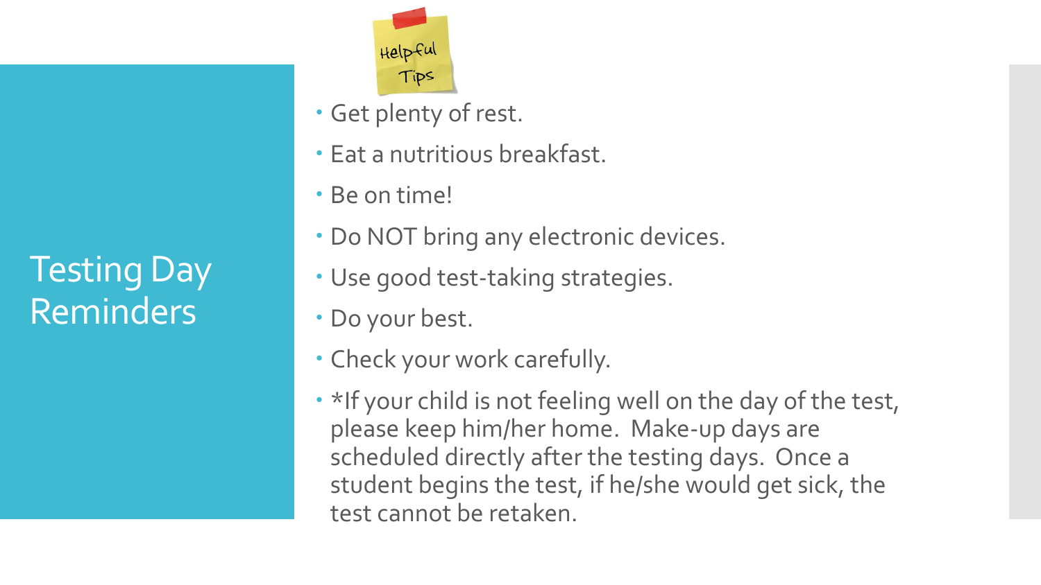# Testing Day Reminders

Helpful Tips

- Get plenty of rest.
- Eat a nutritious breakfast.
- Be on time!
- Do NOT bring any electronic devices.
- Use good test-taking strategies.
- Do your best.
- Check your work carefully.
- *If your child is not feeling well on the day of the test, please keep him/her home. Make-up days are scheduled directly after the testing days. Once a student begins the test, if he/she would get sick, the test cannot be retaken.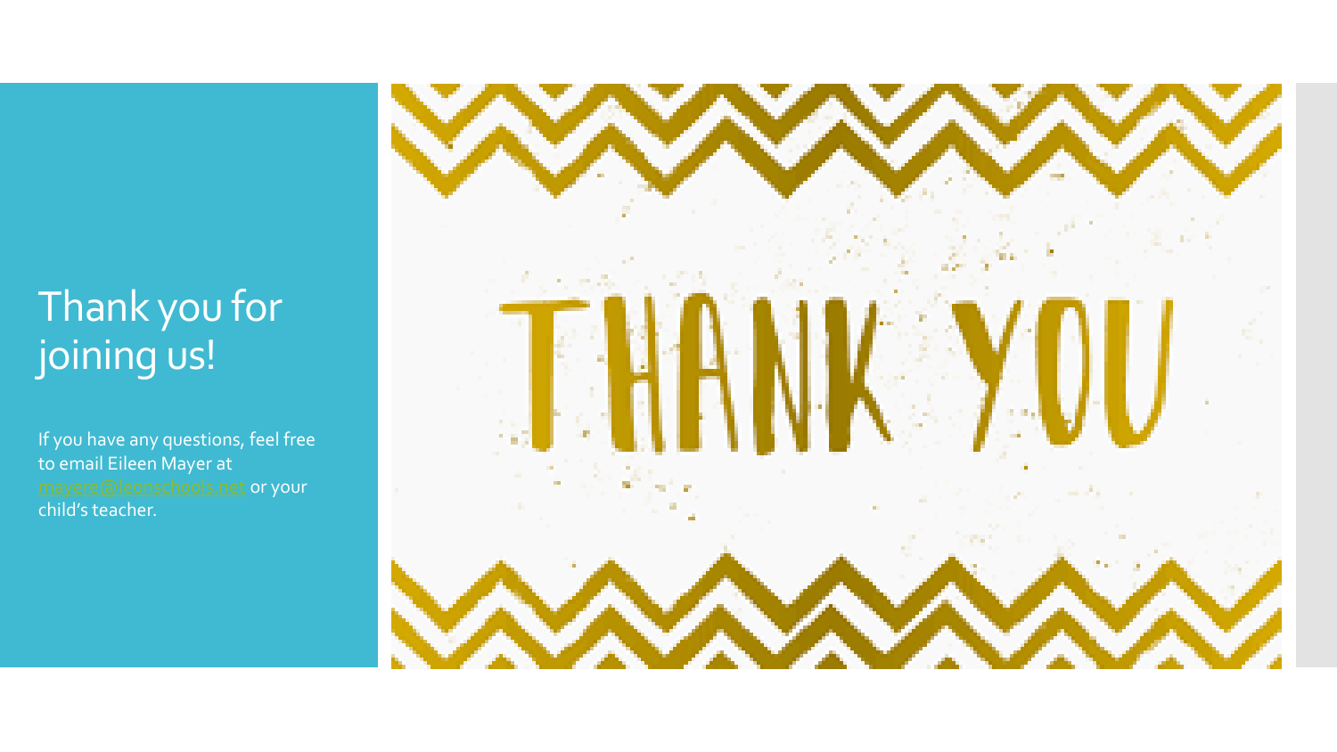# Thank you for joining us!

If you have any questions, feel free to email Eileen Mayer at mayere@leonschools.net or your child's teacher.

THANK YOU